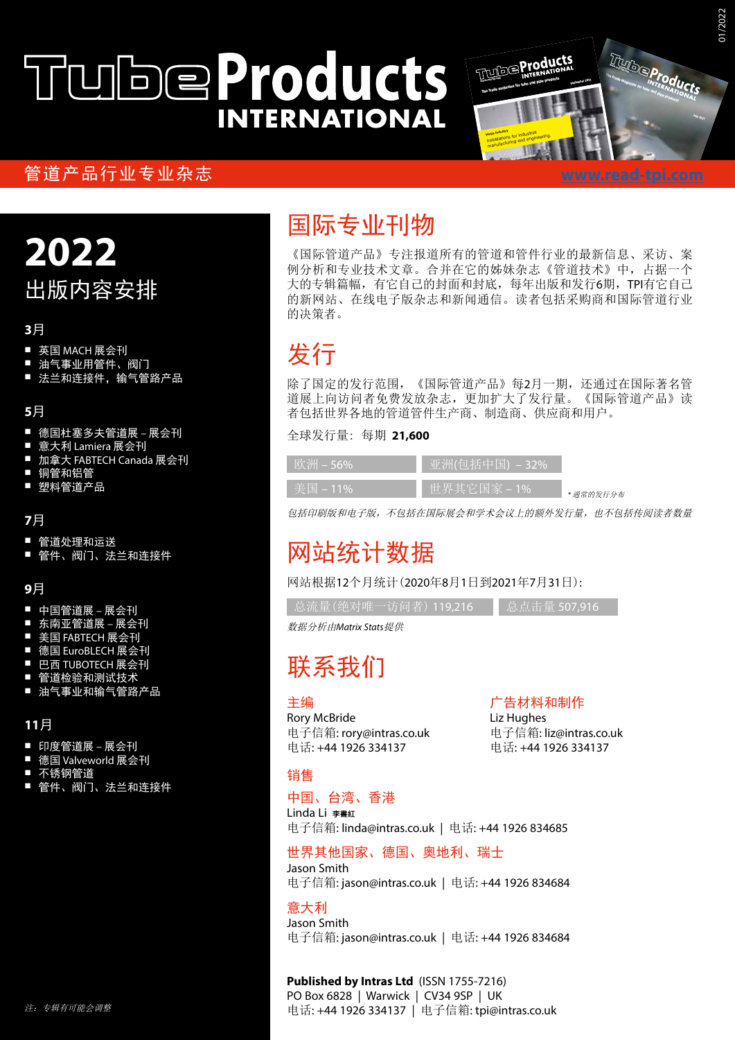# TubeProducts INTERNATIONAL

管道产品行业专业杂志

www.read-tpi.com

# 2022

## 出版内容安排

### 3月

- 英国 MACH 展会刊
- 油气事业用管件、阀门
- 法兰和连接件，输气管路产品

### 5月

- 德国杜塞多夫管道展 – 展会刊
- 意大利 Lamiera 展会刊
- 加拿大 FABTECH Canada 展会刊
- 铜管和铝管
- 塑料管道产品

### 7月

- 管道处理和运送
- 管件、阀门、法兰和连接件

### 9月

- 中国管道展 – 展会刊
- 东南亚管道展 – 展会刊
- 美国 FABTECH 展会刊
- 德国 EuroBLECH 展会刊
- 巴西 TUBOTECH 展会刊
- 管道检验和测试技术
- 油气事业和输气管路产品

### 11月

- 印度管道展 – 展会刊
- 德国 Valveworld 展会刊
- 不锈钢管道
- 管件、阀门、法兰和连接件

*注：专辑有可能会调整*

## 国际专业刊物

《国际管道产品》专注报道所有的管道和管件行业的最新信息、采访、案例分析和专业技术文章。合并在它的姊妹杂志《管道技术》中，占据一个大的专辑篇幅，有它自己的封面和封底，每年出版和发行6期，TPI有它自己的新网站、在线电子版杂志和新闻通信。读者包括采购商和国际管道行业的决策者。

## 发行

除了国定的发行范围，《国际管道产品》每2月一期，还通过在国际著名管道展上向访问者免费发放杂志，更加扩大了发行量。《国际管道产品》读者包括世界各地的管道管件生产商、制造商、供应商和用户。

全球发行量：每期 **21,600**

| | |
|---|---|
| 欧洲 – 56% | 亚洲(包括中国) – 32% |
| 美国 – 11% | 世界其它国家 – 1% |

*\* 通常的发行分布*

*包括印刷版和电子版，不包括在国际展会和学术会议上的额外发行量，也不包括传阅读者数量*

## 网站统计数据

网站根据12个月统计（2020年8月1日到2021年7月31日）：

| | |
|---|---|
| 总流量（绝对唯一访问者）119,216 | 总点击量 507,916 |

*数据分析由Matrix Stats提供*

## 联系我们

### 主编

Rory McBride
电子信箱: rory@intras.co.uk
电话: +44 1926 334137

### 广告材料和制作

Liz Hughes
电子信箱: liz@intras.co.uk
电话: +44 1926 334137

### 销售

#### 中国、台湾、香港

Linda Li 李書紅
电子信箱: linda@intras.co.uk | 电话: +44 1926 834685

#### 世界其他国家、德国、奥地利、瑞士

Jason Smith
电子信箱: jason@intras.co.uk | 电话: +44 1926 834684

#### 意大利

Jason Smith
电子信箱: jason@intras.co.uk | 电话: +44 1926 834684

**Published by Intras Ltd** (ISSN 1755-7216)
PO Box 6828 | Warwick | CV34 9SP | UK
电话: +44 1926 334137 | 电子信箱: tpi@intras.co.uk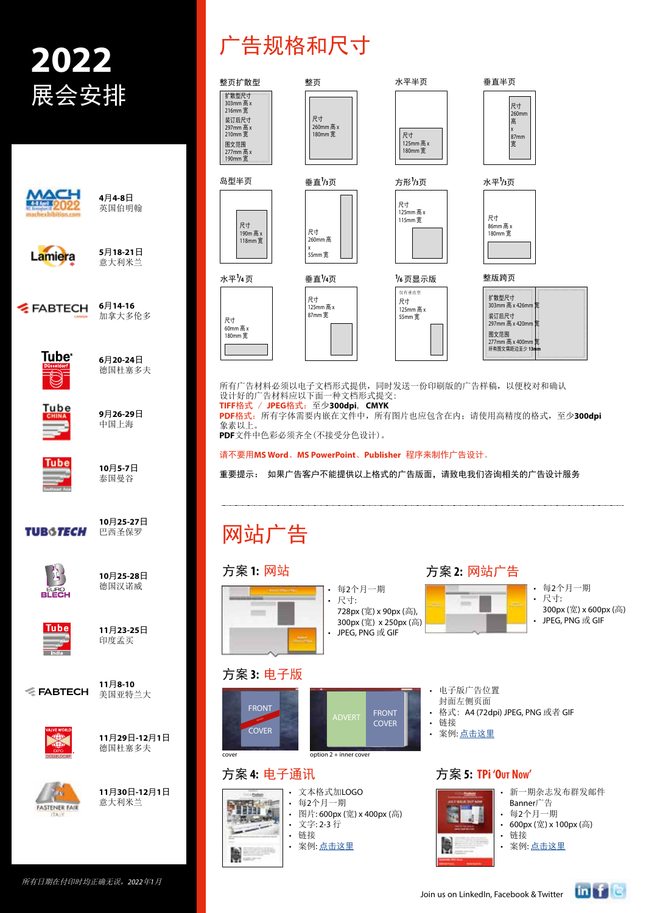# 2022 展会安排

MACH 2022
4月4-8日
英国伯明翰

Lamiera
5月18-21日
意大利米兰

FABTECH CANADA
6月14-16
加拿大多伦多

Tube Düsseldorf
6月20-24日
德国杜塞多夫

Tube CHINA
9月26-29日
中国上海

Tube Southeast Asia
10月5-7日
泰国曼谷

TUBOTECH
10月25-27日
巴西圣保罗

EuroBLECH
10月25-28日
德国汉诺威

Tube India
11月23-25日
印度孟买

FABTECH
11月8-10
美国亚特兰大

VALVE WORLD EXPO DÜSSELDORF
11月29日-12月1日
德国杜塞多夫

FASTENER FAIR ITALY
11月30日-12月1日
意大利米兰

*所有日期在付印时均正确无误，2022年1月*

# 广告规格和尺寸

**整页扩散型**
扩散型尺寸 303mm 高 x 216mm 宽
装订后尺寸 297mm 高 x 210mm 宽
图文范围 277mm 高 x 190mm 宽

**整页**
尺寸 260mm 高 x 180mm 宽

**水平半页**
尺寸 125mm 高 x 180mm 宽

**垂直半页**
尺寸 260mm 高 x 87mm 宽

**岛型半页**
尺寸 190mm 高 x 118mm 宽

**垂直1/3页**
尺寸 260mm 高 x 55mm 宽

**方形1/3页**
尺寸 125mm 高 x 115mm 宽

**水平1/3页**
尺寸 86mm 高 x 180mm 宽

**水平1/4页**
尺寸 60mm 高 x 180mm 宽

**垂直1/4页**
尺寸 125mm 高 x 87mm 宽

**1/6 页显示版**
仅有垂直型
尺寸 125mm 高 x 55mm 宽

**整版跨页**
扩散型尺寸 303mm 高 x 426mm 宽
装订后尺寸 297mm 高 x 420mm 宽
图文范围 277mm 高 x 400mm 宽
所有图文需距边至少 13mm

所有广告材料必须以电子文档形式提供，同时发送一份印刷版的广告样稿，以便校对和确认
设计好的广告材料应以下面一种文档形式提交：
**TIFF格式 / JPEG格式：** 至少**300dpi**，**CMYK**
**PDF格式：** 所有字体需要内嵌在文件中，所有图片也应包含在内；请使用高精度的格式，至少**300dpi**象素以上。
**PDF**文件中色彩必须齐全（不接受分色设计）。

请不要用**MS Word**、**MS PowerPoint**、**Publisher** 程序来制作广告设计。

**重要提示：** 如果广告客户不能提供以上格式的广告版面，请致电我们咨询相关的广告设计服务

# 网站广告

## 方案 1: 网站
- 每2个月一期
- 尺寸:
  728px (宽) x 90px (高),
  300px (宽) x 250px (高)
- JPEG, PNG 或 GIF

## 方案 2: 网站广告
- 每2个月一期
- 尺寸:
  300px (宽) x 600px (高)
- JPEG, PNG 或 GIF

## 方案 3: 电子版
FRONT COVER
cover

ADVERT FRONT COVER
option 2 + inner cover

- 电子版广告位置
  封面左侧页面
- 格式: A4 (72dpi) JPEG, PNG 或者 GIF
- 链接
- 案例: 点击这里

## 方案 4: 电子通讯
- 文本格式加LOGO
- 每2个月一期
- 图片: 600px (宽) x 400px (高)
- 文字: 2-3 行
- 链接
- 案例: 点击这里

## 方案 5: TPi 'Out Now'
- 新一期杂志发布群发邮件Banner广告
- 每2个月一期
- 600px (宽) x 100px (高)
- 链接
- 案例: 点击这里

Join us on LinkedIn, Facebook & Twitter